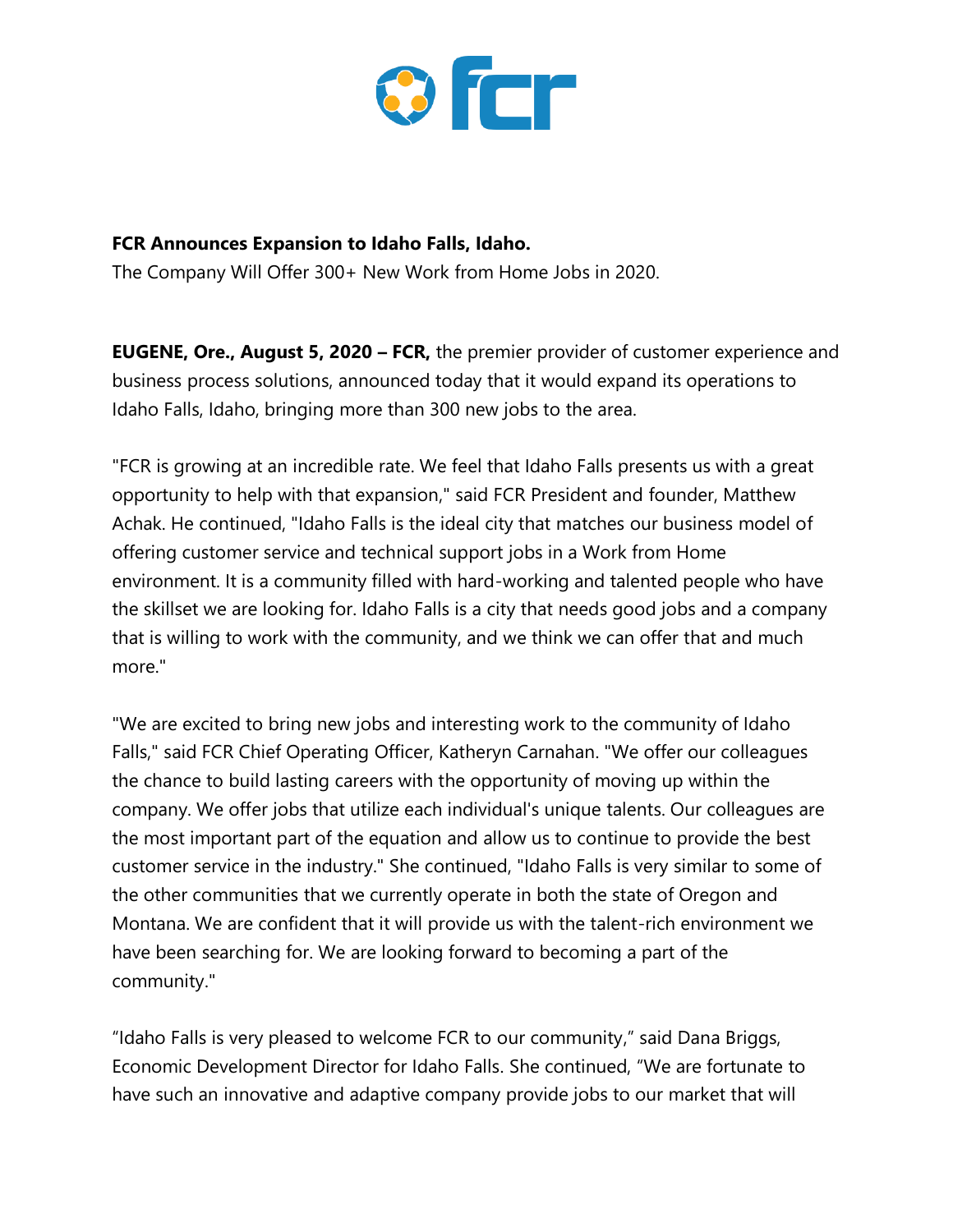**FCR Announces Expansion to Idaho Falls, Idaho.**

The Company Will Offer 300+ New Work from Home Jobs in 2020.

**EUGENE, Ore., August 5, 2020 – FCR,** the premier provider of customer experience and business process solutions, announced today that it would expand its operations to Idaho Falls, Idaho, bringing more than 300 new jobs to the area.

"FCR is growing at an incredible rate. We feel that Idaho Falls presents us with a great opportunity to help with that expansion," said FCR President and founder, Matthew Achak. He continued, "Idaho Falls is the ideal city that matches our business model of offering customer service and technical support jobs in a Work from Home environment. It is a community filled with hard-working and talented people who have the skillset we are looking for. Idaho Falls is a city that needs good jobs and a company that is willing to work with the community, and we think we can offer that and much more."

"We are excited to bring new jobs and interesting work to the community of Idaho Falls," said FCR Chief Operating Officer, Katheryn Carnahan. "We offer our colleagues the chance to build lasting careers with the opportunity of moving up within the company. We offer jobs that utilize each individual's unique talents. Our colleagues are the most important part of the equation and allow us to continue to provide the best customer service in the industry." She continued, "Idaho Falls is very similar to some of the other communities that we currently operate in both the state of Oregon and Montana. We are confident that it will provide us with the talent-rich environment we have been searching for. We are looking forward to becoming a part of the community."

"Idaho Falls is very pleased to welcome FCR to our community," said Dana Briggs, Economic Development Director for Idaho Falls. She continued, "We are fortunate to have such an innovative and adaptive company provide jobs to our market that will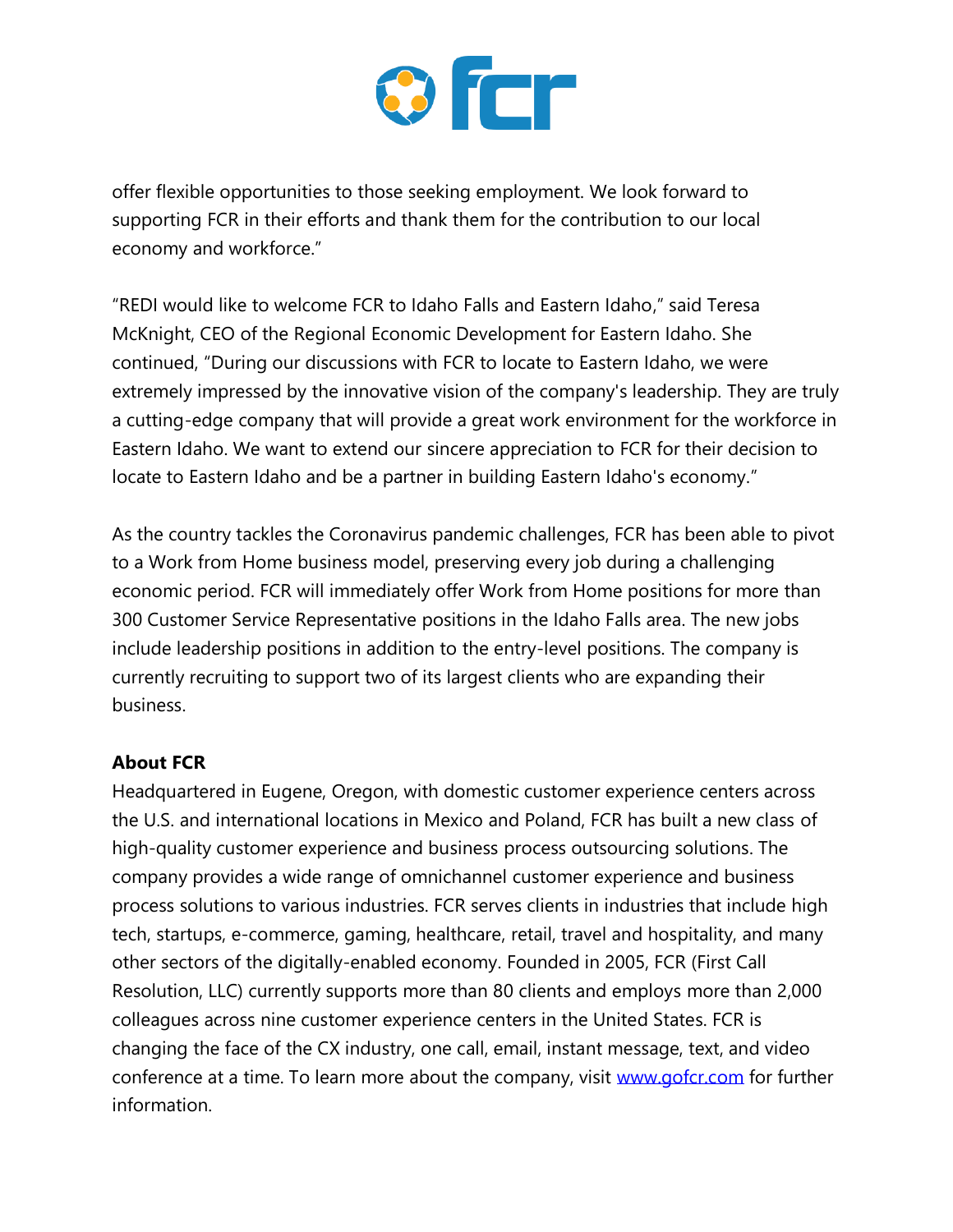offer flexible opportunities to those seeking employment. We look forward to supporting FCR in their efforts and thank them for the contribution to our local economy and workforce."

"REDI would like to welcome FCR to Idaho Falls and Eastern Idaho," said Teresa McKnight, CEO of the Regional Economic Development for Eastern Idaho. She continued, "During our discussions with FCR to locate to Eastern Idaho, we were extremely impressed by the innovative vision of the company's leadership. They are truly a cutting-edge company that will provide a great work environment for the workforce in Eastern Idaho. We want to extend our sincere appreciation to FCR for their decision to locate to Eastern Idaho and be a partner in building Eastern Idaho's economy."

As the country tackles the Coronavirus pandemic challenges, FCR has been able to pivot to a Work from Home business model, preserving every job during a challenging economic period. FCR will immediately offer Work from Home positions for more than 300 Customer Service Representative positions in the Idaho Falls area. The new jobs include leadership positions in addition to the entry-level positions. The company is currently recruiting to support two of its largest clients who are expanding their business.

**About FCR**

Headquartered in Eugene, Oregon, with domestic customer experience centers across the U.S. and international locations in Mexico and Poland, FCR has built a new class of high-quality customer experience and business process outsourcing solutions. The company provides a wide range of omnichannel customer experience and business process solutions to various industries. FCR serves clients in industries that include high tech, startups, e-commerce, gaming, healthcare, retail, travel and hospitality, and many other sectors of the digitally-enabled economy. Founded in 2005, FCR (First Call Resolution, LLC) currently supports more than 80 clients and employs more than 2,000 colleagues across nine customer experience centers in the United States. FCR is changing the face of the CX industry, one call, email, instant message, text, and video conference at a time. To learn more about the company, visit [www.gofcr.com](http://www.gofcr.com) for further information.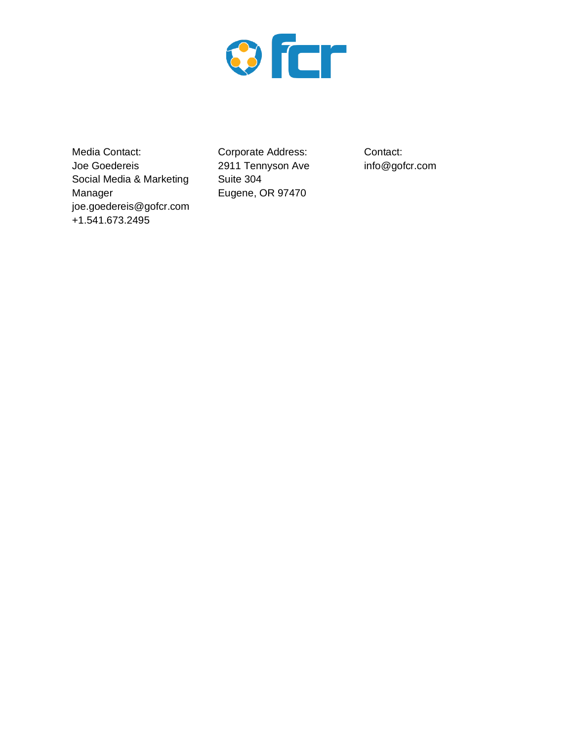Media Contact:
Joe Goedereis
Social Media & Marketing Manager
joe.goedereis@gofcr.com
+1.541.673.2495

Corporate Address:
2911 Tennyson Ave
Suite 304
Eugene, OR 97470

Contact:
info@gofcr.com